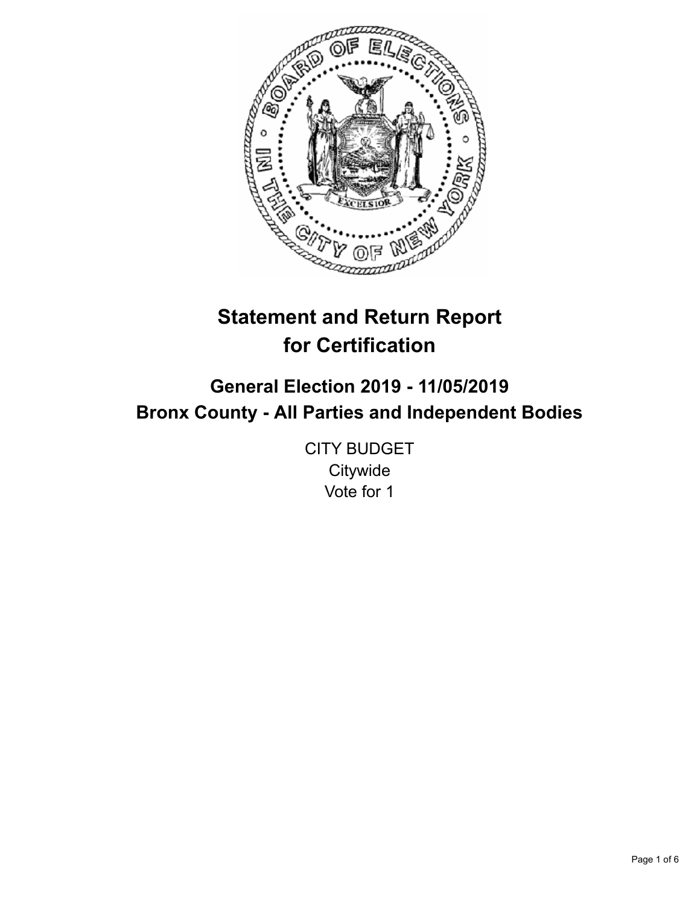# Statement and Return Report for Certification

## General Election 2019 - 11/05/2019
## Bronx County - All Parties and Independent Bodies

CITY BUDGET
Citywide
Vote for 1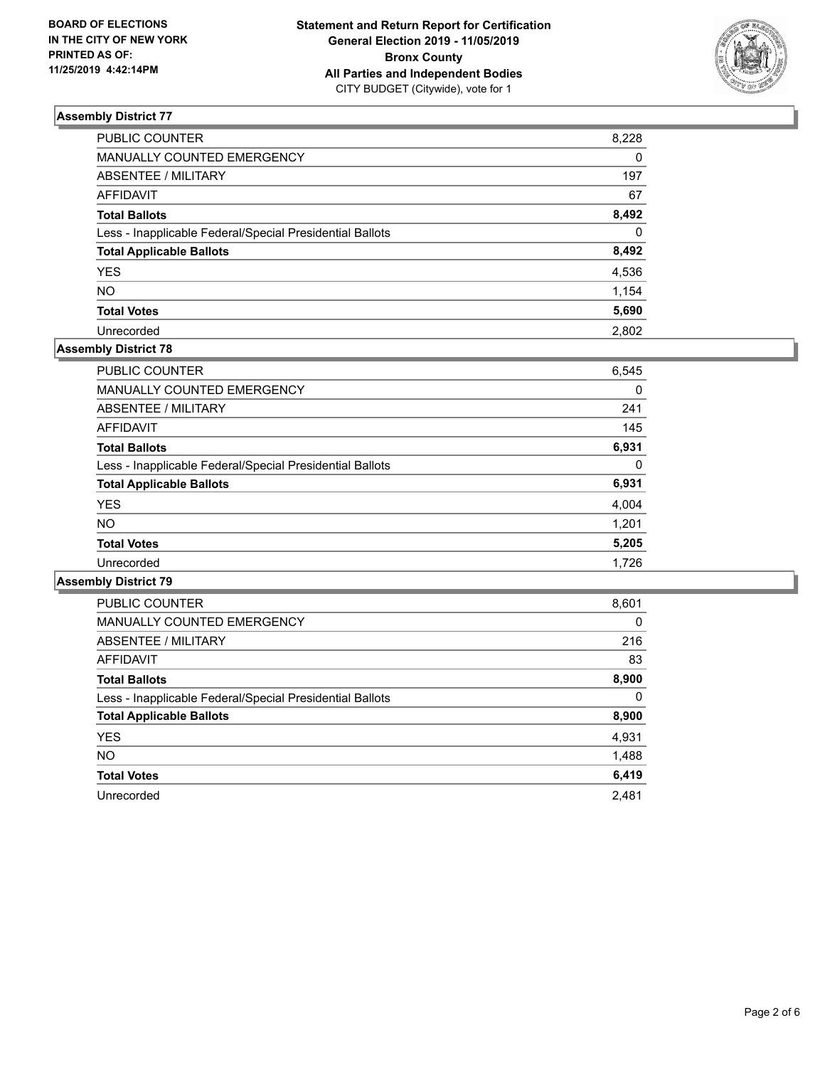**BOARD OF ELECTIONS IN THE CITY OF NEW YORK PRINTED AS OF: 11/25/2019 4:42:14PM**

**Statement and Return Report for Certification General Election 2019 - 11/05/2019 Bronx County All Parties and Independent Bodies**
CITY BUDGET (Citywide), vote for 1

### Assembly District 77

| | |
|---|---|
| PUBLIC COUNTER | 8,228 |
| MANUALLY COUNTED EMERGENCY | 0 |
| ABSENTEE / MILITARY | 197 |
| AFFIDAVIT | 67 |
| **Total Ballots** | **8,492** |
| Less - Inapplicable Federal/Special Presidential Ballots | 0 |
| **Total Applicable Ballots** | **8,492** |
| YES | 4,536 |
| NO | 1,154 |
| **Total Votes** | **5,690** |
| Unrecorded | 2,802 |

### Assembly District 78

| | |
|---|---|
| PUBLIC COUNTER | 6,545 |
| MANUALLY COUNTED EMERGENCY | 0 |
| ABSENTEE / MILITARY | 241 |
| AFFIDAVIT | 145 |
| **Total Ballots** | **6,931** |
| Less - Inapplicable Federal/Special Presidential Ballots | 0 |
| **Total Applicable Ballots** | **6,931** |
| YES | 4,004 |
| NO | 1,201 |
| **Total Votes** | **5,205** |
| Unrecorded | 1,726 |

### Assembly District 79

| | |
|---|---|
| PUBLIC COUNTER | 8,601 |
| MANUALLY COUNTED EMERGENCY | 0 |
| ABSENTEE / MILITARY | 216 |
| AFFIDAVIT | 83 |
| **Total Ballots** | **8,900** |
| Less - Inapplicable Federal/Special Presidential Ballots | 0 |
| **Total Applicable Ballots** | **8,900** |
| YES | 4,931 |
| NO | 1,488 |
| **Total Votes** | **6,419** |
| Unrecorded | 2,481 |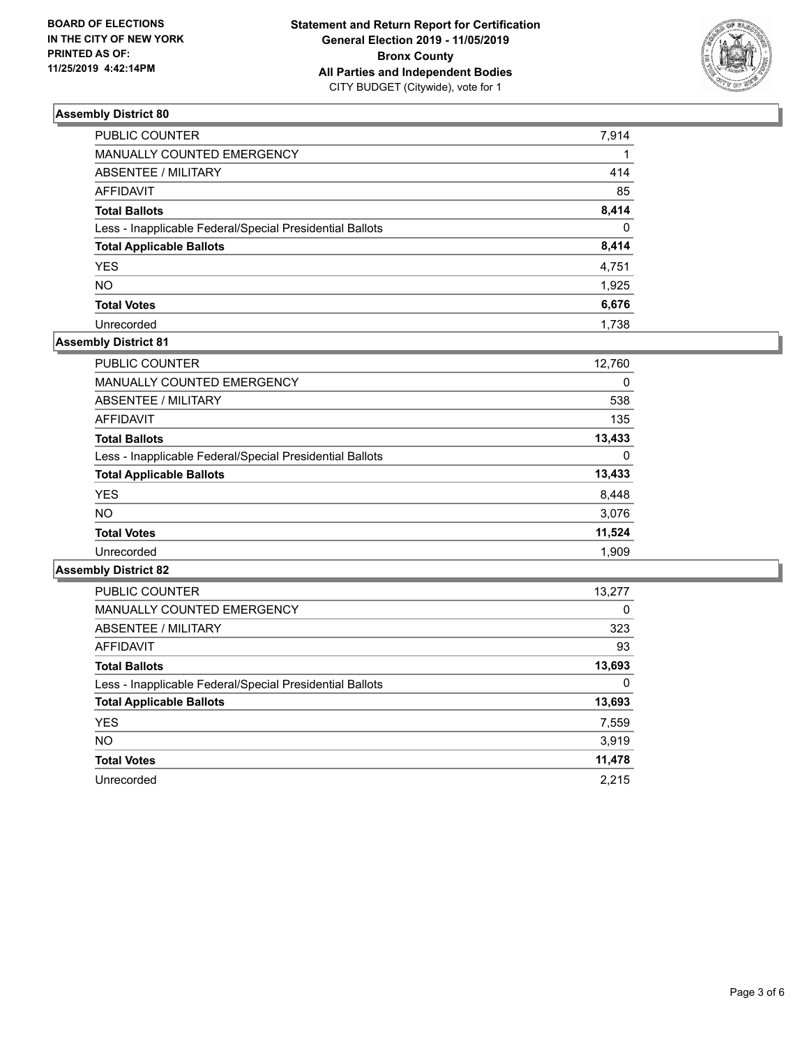**BOARD OF ELECTIONS IN THE CITY OF NEW YORK PRINTED AS OF: 11/25/2019 4:42:14PM**

**Statement and Return Report for Certification**
**General Election 2019 - 11/05/2019**
**Bronx County**
**All Parties and Independent Bodies**
CITY BUDGET (Citywide), vote for 1

## Assembly District 80

| | |
|---|---|
| PUBLIC COUNTER | 7,914 |
| MANUALLY COUNTED EMERGENCY | 1 |
| ABSENTEE / MILITARY | 414 |
| AFFIDAVIT | 85 |
| **Total Ballots** | **8,414** |
| Less - Inapplicable Federal/Special Presidential Ballots | 0 |
| **Total Applicable Ballots** | **8,414** |
| YES | 4,751 |
| NO | 1,925 |
| **Total Votes** | **6,676** |
| Unrecorded | 1,738 |

## Assembly District 81

| | |
|---|---|
| PUBLIC COUNTER | 12,760 |
| MANUALLY COUNTED EMERGENCY | 0 |
| ABSENTEE / MILITARY | 538 |
| AFFIDAVIT | 135 |
| **Total Ballots** | **13,433** |
| Less - Inapplicable Federal/Special Presidential Ballots | 0 |
| **Total Applicable Ballots** | **13,433** |
| YES | 8,448 |
| NO | 3,076 |
| **Total Votes** | **11,524** |
| Unrecorded | 1,909 |

## Assembly District 82

| | |
|---|---|
| PUBLIC COUNTER | 13,277 |
| MANUALLY COUNTED EMERGENCY | 0 |
| ABSENTEE / MILITARY | 323 |
| AFFIDAVIT | 93 |
| **Total Ballots** | **13,693** |
| Less - Inapplicable Federal/Special Presidential Ballots | 0 |
| **Total Applicable Ballots** | **13,693** |
| YES | 7,559 |
| NO | 3,919 |
| **Total Votes** | **11,478** |
| Unrecorded | 2,215 |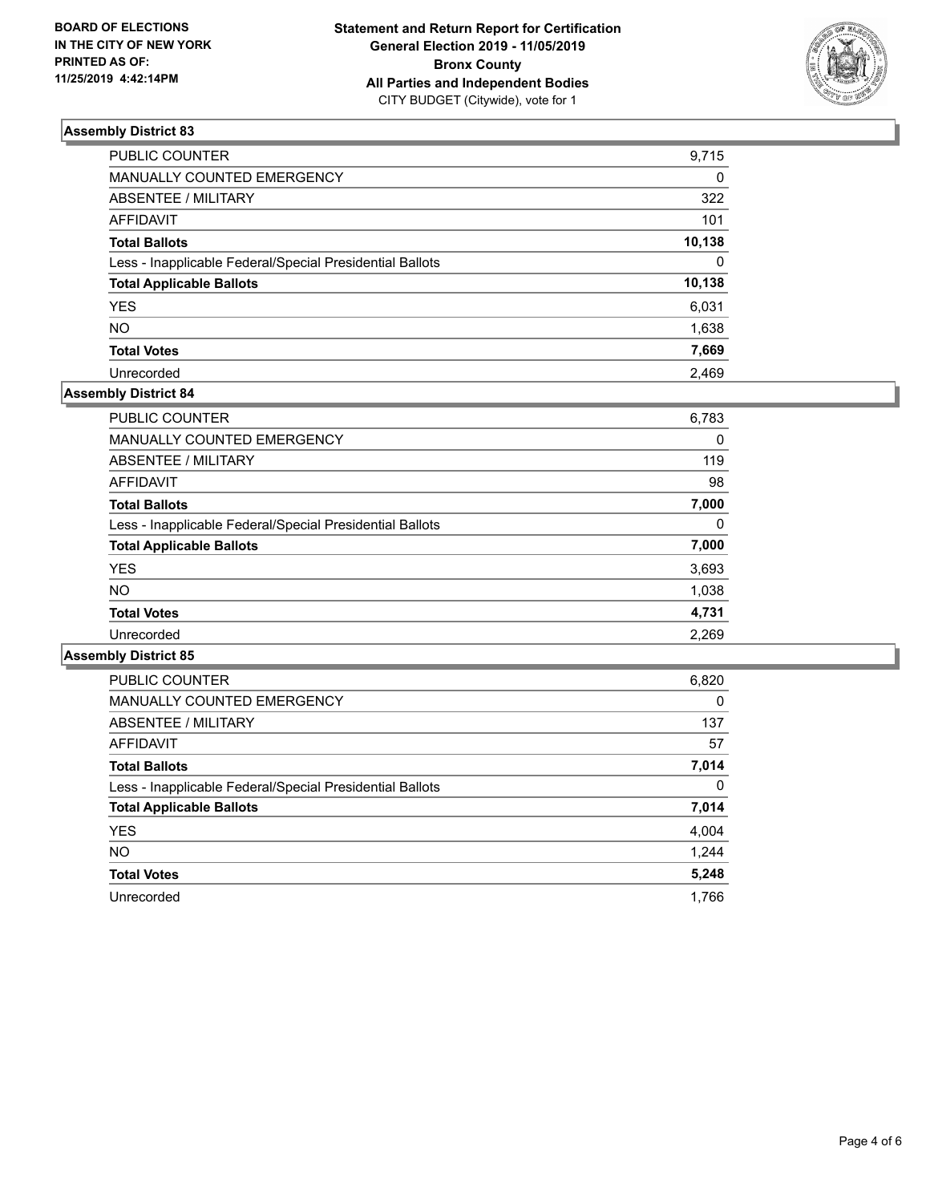**BOARD OF ELECTIONS IN THE CITY OF NEW YORK PRINTED AS OF: 11/25/2019 4:42:14PM**

**Statement and Return Report for Certification General Election 2019 - 11/05/2019 Bronx County All Parties and Independent Bodies**
CITY BUDGET (Citywide), vote for 1

### Assembly District 83

| | |
|---|---|
| PUBLIC COUNTER | 9,715 |
| MANUALLY COUNTED EMERGENCY | 0 |
| ABSENTEE / MILITARY | 322 |
| AFFIDAVIT | 101 |
| **Total Ballots** | **10,138** |
| Less - Inapplicable Federal/Special Presidential Ballots | 0 |
| **Total Applicable Ballots** | **10,138** |
| YES | 6,031 |
| NO | 1,638 |
| **Total Votes** | **7,669** |
| Unrecorded | 2,469 |

### Assembly District 84

| | |
|---|---|
| PUBLIC COUNTER | 6,783 |
| MANUALLY COUNTED EMERGENCY | 0 |
| ABSENTEE / MILITARY | 119 |
| AFFIDAVIT | 98 |
| **Total Ballots** | **7,000** |
| Less - Inapplicable Federal/Special Presidential Ballots | 0 |
| **Total Applicable Ballots** | **7,000** |
| YES | 3,693 |
| NO | 1,038 |
| **Total Votes** | **4,731** |
| Unrecorded | 2,269 |

### Assembly District 85

| | |
|---|---|
| PUBLIC COUNTER | 6,820 |
| MANUALLY COUNTED EMERGENCY | 0 |
| ABSENTEE / MILITARY | 137 |
| AFFIDAVIT | 57 |
| **Total Ballots** | **7,014** |
| Less - Inapplicable Federal/Special Presidential Ballots | 0 |
| **Total Applicable Ballots** | **7,014** |
| YES | 4,004 |
| NO | 1,244 |
| **Total Votes** | **5,248** |
| Unrecorded | 1,766 |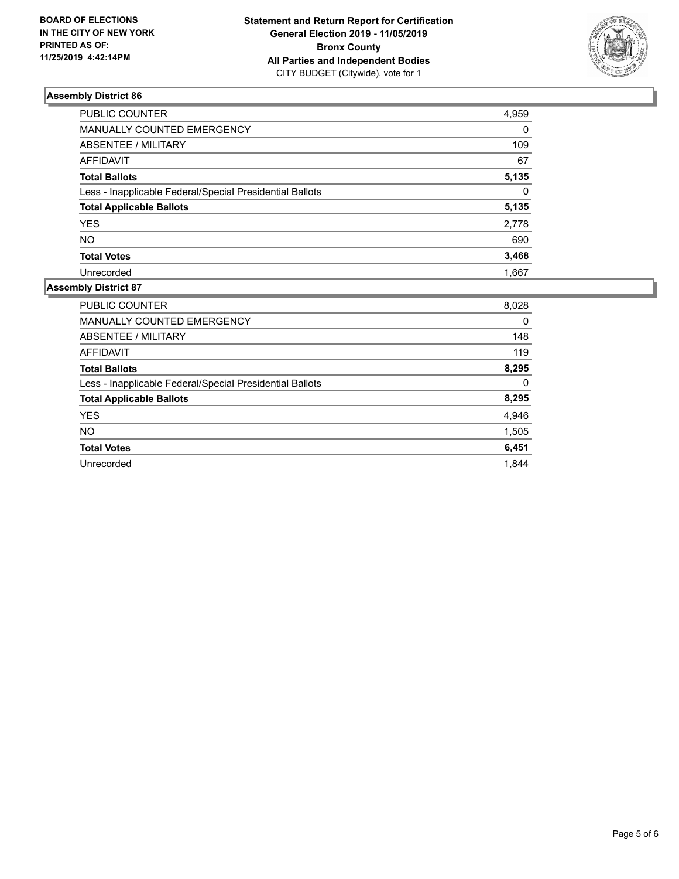**BOARD OF ELECTIONS IN THE CITY OF NEW YORK PRINTED AS OF: 11/25/2019 4:42:14PM**

**Statement and Return Report for Certification General Election 2019 - 11/05/2019 Bronx County All Parties and Independent Bodies**
CITY BUDGET (Citywide), vote for 1

## Assembly District 86

| | |
|---|---|
| PUBLIC COUNTER | 4,959 |
| MANUALLY COUNTED EMERGENCY | 0 |
| ABSENTEE / MILITARY | 109 |
| AFFIDAVIT | 67 |
| **Total Ballots** | **5,135** |
| Less - Inapplicable Federal/Special Presidential Ballots | 0 |
| **Total Applicable Ballots** | **5,135** |
| YES | 2,778 |
| NO | 690 |
| **Total Votes** | **3,468** |
| Unrecorded | 1,667 |

## Assembly District 87

| | |
|---|---|
| PUBLIC COUNTER | 8,028 |
| MANUALLY COUNTED EMERGENCY | 0 |
| ABSENTEE / MILITARY | 148 |
| AFFIDAVIT | 119 |
| **Total Ballots** | **8,295** |
| Less - Inapplicable Federal/Special Presidential Ballots | 0 |
| **Total Applicable Ballots** | **8,295** |
| YES | 4,946 |
| NO | 1,505 |
| **Total Votes** | **6,451** |
| Unrecorded | 1,844 |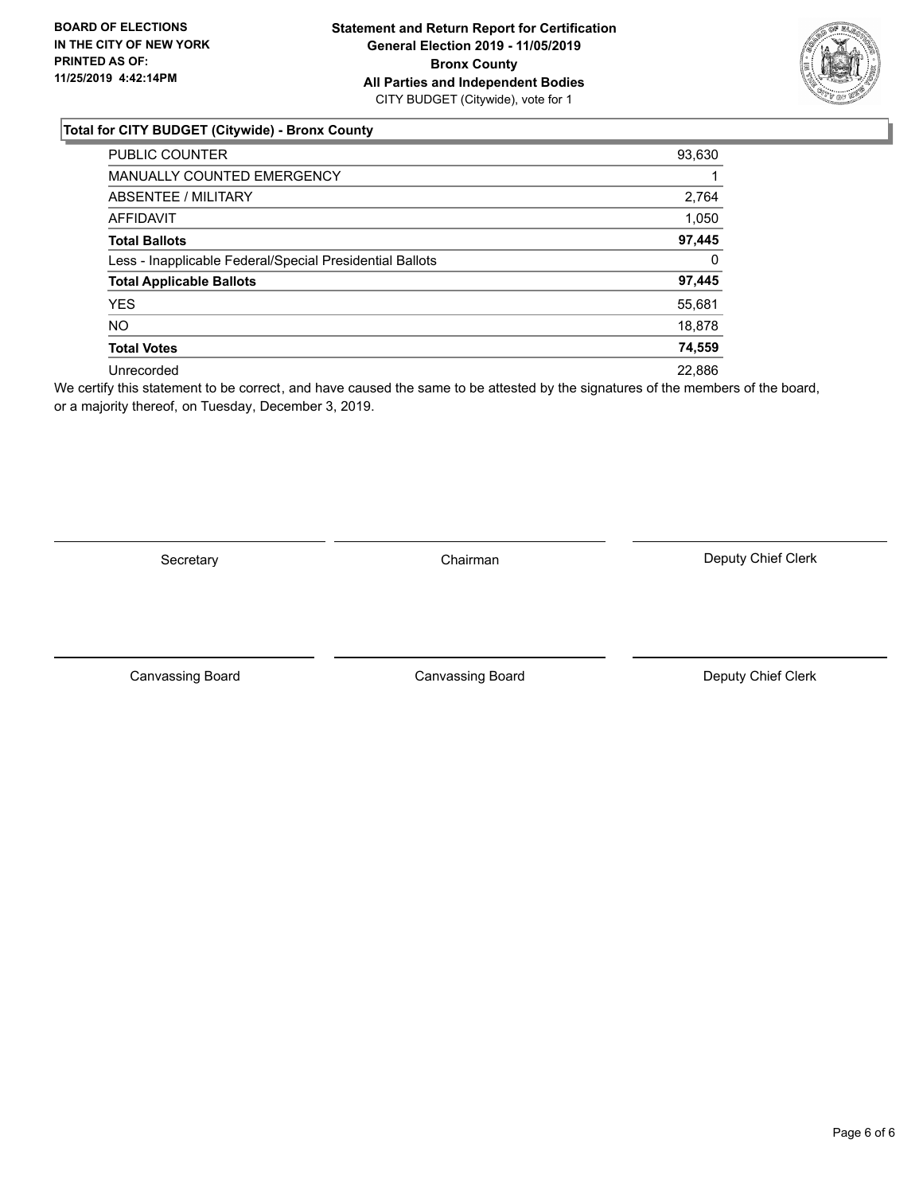**BOARD OF ELECTIONS IN THE CITY OF NEW YORK PRINTED AS OF: 11/25/2019 4:42:14PM**

**Statement and Return Report for Certification General Election 2019 - 11/05/2019 Bronx County All Parties and Independent Bodies**
CITY BUDGET (Citywide), vote for 1

**Total for CITY BUDGET (Citywide) - Bronx County**

| | |
|---|---|
| PUBLIC COUNTER | 93,630 |
| MANUALLY COUNTED EMERGENCY | 1 |
| ABSENTEE / MILITARY | 2,764 |
| AFFIDAVIT | 1,050 |
| **Total Ballots** | **97,445** |
| Less - Inapplicable Federal/Special Presidential Ballots | 0 |
| **Total Applicable Ballots** | **97,445** |
| YES | 55,681 |
| NO | 18,878 |
| **Total Votes** | **74,559** |
| Unrecorded | 22,886 |

We certify this statement to be correct, and have caused the same to be attested by the signatures of the members of the board, or a majority thereof, on Tuesday, December 3, 2019.

Secretary | Chairman | Deputy Chief Clerk

Canvassing Board | Canvassing Board | Deputy Chief Clerk